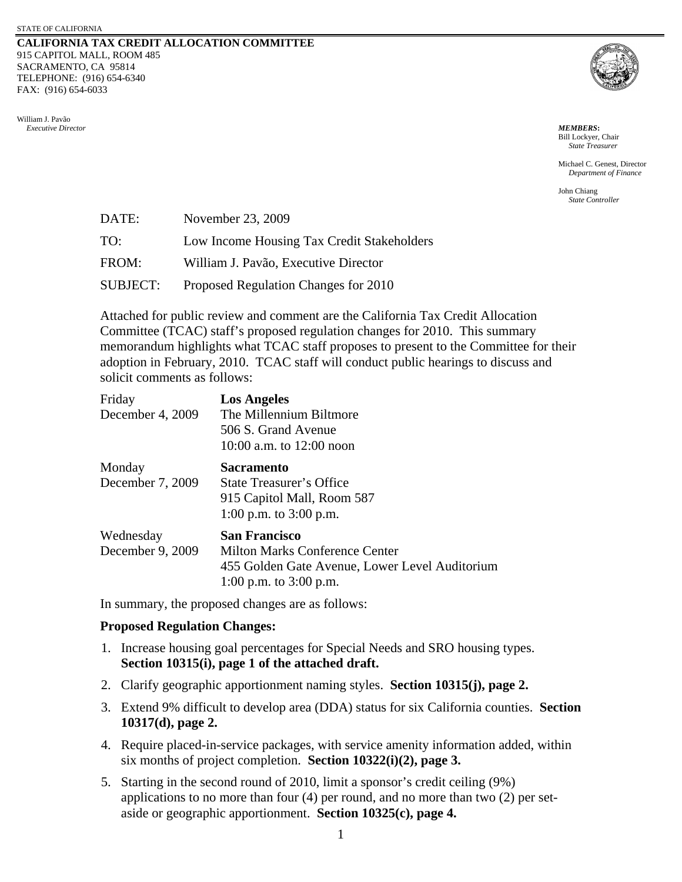STATE OF CALIFORNIA

**CALIFORNIA TAX CREDIT ALLOCATION COMMITTEE**
915 CAPITOL MALL, ROOM 485
SACRAMENTO, CA 95814
TELEPHONE: (916) 654-6340
FAX: (916) 654-6033

William J. Pavão
*Executive Director*

***MEMBERS*:**
Bill Lockyer, Chair
*State Treasurer*

Michael C. Genest, Director
*Department of Finance*

John Chiang
*State Controller*

DATE: November 23, 2009

TO: Low Income Housing Tax Credit Stakeholders

FROM: William J. Pavão, Executive Director

SUBJECT: Proposed Regulation Changes for 2010

Attached for public review and comment are the California Tax Credit Allocation Committee (TCAC) staff's proposed regulation changes for 2010. This summary memorandum highlights what TCAC staff proposes to present to the Committee for their adoption in February, 2010. TCAC staff will conduct public hearings to discuss and solicit comments as follows:

| | |
|---|---|
| Friday<br>December 4, 2009 | **Los Angeles**<br>The Millennium Biltmore<br>506 S. Grand Avenue<br>10:00 a.m. to 12:00 noon |
| Monday<br>December 7, 2009 | **Sacramento**<br>State Treasurer's Office<br>915 Capitol Mall, Room 587<br>1:00 p.m. to 3:00 p.m. |
| Wednesday<br>December 9, 2009 | **San Francisco**<br>Milton Marks Conference Center<br>455 Golden Gate Avenue, Lower Level Auditorium<br>1:00 p.m. to 3:00 p.m. |

In summary, the proposed changes are as follows:

**Proposed Regulation Changes:**

1. Increase housing goal percentages for Special Needs and SRO housing types. **Section 10315(i), page 1 of the attached draft.**
2. Clarify geographic apportionment naming styles. **Section 10315(j), page 2.**
3. Extend 9% difficult to develop area (DDA) status for six California counties. **Section 10317(d), page 2.**
4. Require placed-in-service packages, with service amenity information added, within six months of project completion. **Section 10322(i)(2), page 3.**
5. Starting in the second round of 2010, limit a sponsor's credit ceiling (9%) applications to no more than four (4) per round, and no more than two (2) per set-aside or geographic apportionment. **Section 10325(c), page 4.**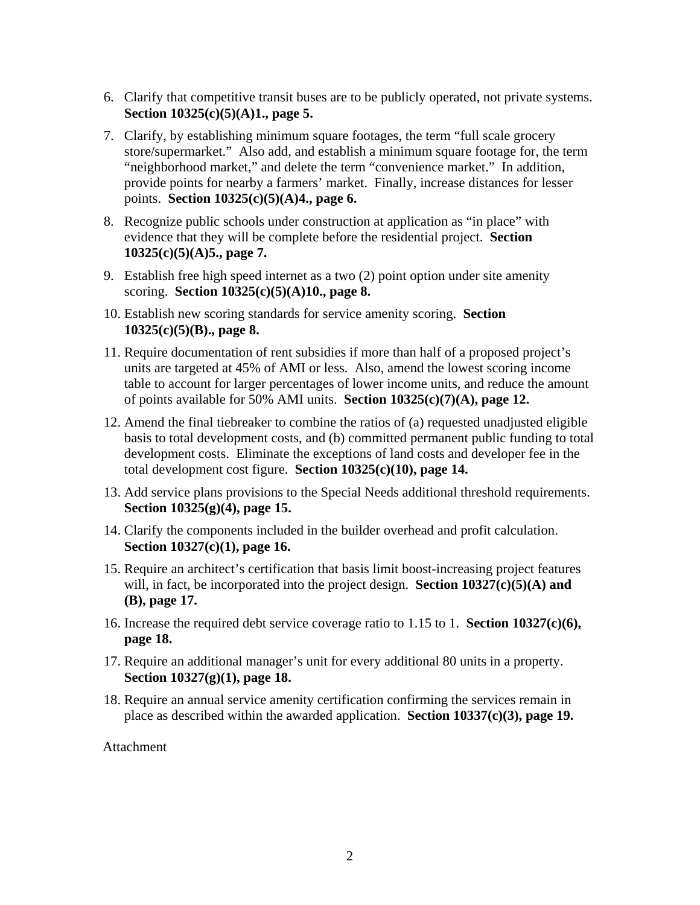6. Clarify that competitive transit buses are to be publicly operated, not private systems. **Section 10325(c)(5)(A)1., page 5.**
7. Clarify, by establishing minimum square footages, the term "full scale grocery store/supermarket." Also add, and establish a minimum square footage for, the term "neighborhood market," and delete the term "convenience market." In addition, provide points for nearby a farmers' market. Finally, increase distances for lesser points. **Section 10325(c)(5)(A)4., page 6.**
8. Recognize public schools under construction at application as "in place" with evidence that they will be complete before the residential project. **Section 10325(c)(5)(A)5., page 7.**
9. Establish free high speed internet as a two (2) point option under site amenity scoring. **Section 10325(c)(5)(A)10., page 8.**
10. Establish new scoring standards for service amenity scoring. **Section 10325(c)(5)(B)., page 8.**
11. Require documentation of rent subsidies if more than half of a proposed project's units are targeted at 45% of AMI or less. Also, amend the lowest scoring income table to account for larger percentages of lower income units, and reduce the amount of points available for 50% AMI units. **Section 10325(c)(7)(A), page 12.**
12. Amend the final tiebreaker to combine the ratios of (a) requested unadjusted eligible basis to total development costs, and (b) committed permanent public funding to total development costs. Eliminate the exceptions of land costs and developer fee in the total development cost figure. **Section 10325(c)(10), page 14.**
13. Add service plans provisions to the Special Needs additional threshold requirements. **Section 10325(g)(4), page 15.**
14. Clarify the components included in the builder overhead and profit calculation. **Section 10327(c)(1), page 16.**
15. Require an architect's certification that basis limit boost-increasing project features will, in fact, be incorporated into the project design. **Section 10327(c)(5)(A) and (B), page 17.**
16. Increase the required debt service coverage ratio to 1.15 to 1. **Section 10327(c)(6), page 18.**
17. Require an additional manager's unit for every additional 80 units in a property. **Section 10327(g)(1), page 18.**
18. Require an annual service amenity certification confirming the services remain in place as described within the awarded application. **Section 10337(c)(3), page 19.**

Attachment